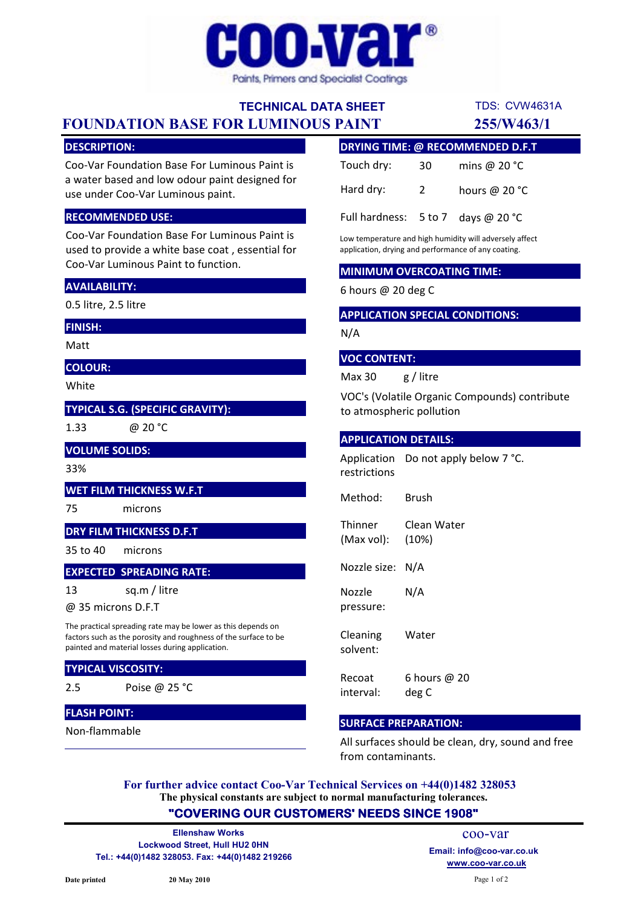# coo-var®

Paints, Primers and Specialist Coatings

## TECHNICAL DATA SHEET

# FOUNDATION BASE FOR LUMINOUS PAINT

TDS: CVW4631A

**255/W463/1**

### DESCRIPTION:

Coo-Var Foundation Base For Luminous Paint is a water based and low odour paint designed for use under Coo-Var Luminous paint.

### RECOMMENDED USE:

Coo-Var Foundation Base For Luminous Paint is used to provide a white base coat , essential for Coo-Var Luminous Paint to function.

### AVAILABILITY:

0.5 litre, 2.5 litre

### FINISH:

Matt

### COLOUR:

White

### TYPICAL S.G. (SPECIFIC GRAVITY):

1.33 @ 20 °C

### VOLUME SOLIDS:

33%

### WET FILM THICKNESS W.F.T

75 microns

### DRY FILM THICKNESS D.F.T

35 to 40 microns

### EXPECTED SPREADING RATE:

13 sq.m / litre

@ 35 microns D.F.T

The practical spreading rate may be lower as this depends on factors such as the porosity and roughness of the surface to be painted and material losses during application.

### TYPICAL VISCOSITY:

2.5 Poise @ 25 °C

### FLASH POINT:

Non-flammable

### DRYING TIME: @ RECOMMENDED D.F.T

| | | |
|---|---|---|
| Touch dry: | 30 | mins @ 20 °C |
| Hard dry: | 2 | hours @ 20 °C |
| Full hardness: | 5 to 7 | days @ 20 °C |

Low temperature and high humidity will adversely affect application, drying and performance of any coating.

### MINIMUM OVERCOATING TIME:

6 hours @ 20 deg C

### APPLICATION SPECIAL CONDITIONS:

N/A

### VOC CONTENT:

Max 30 g / litre

VOC's (Volatile Organic Compounds) contribute to atmospheric pollution

### APPLICATION DETAILS:

| | |
|---|---|
| Application restrictions | Do not apply below 7 °C. |
| Method: | Brush |
| Thinner (Max vol): | Clean Water (10%) |
| Nozzle size: | N/A |
| Nozzle pressure: | N/A |
| Cleaning solvent: | Water |
| Recoat interval: | 6 hours @ 20 deg C |

### SURFACE PREPARATION:

All surfaces should be clean, dry, sound and free from contaminants.

**For further advice contact Coo-Var Technical Services on +44(0)1482 328053**

**The physical constants are subject to normal manufacturing tolerances.**

**"COVERING OUR CUSTOMERS' NEEDS SINCE 1908"**

**Ellenshaw Works**
**Lockwood Street, Hull HU2 0HN**
**Tel.: +44(0)1482 328053. Fax: +44(0)1482 219266**

coo-var
**Email: info@coo-var.co.uk**
**www.coo-var.co.uk**

**Date printed** **20 May 2010**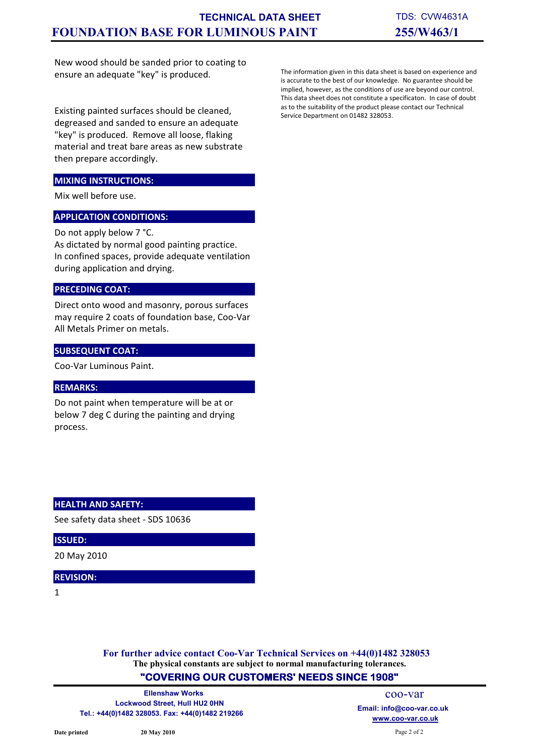# TECHNICAL DATA SHEET

# FOUNDATION BASE FOR LUMINOUS PAINT

TDS: CVW4631A

**255/W463/1**

New wood should be sanded prior to coating to ensure an adequate "key" is produced.

Existing painted surfaces should be cleaned, degreased and sanded to ensure an adequate "key" is produced. Remove all loose, flaking material and treat bare areas as new substrate then prepare accordingly.

## MIXING INSTRUCTIONS:

Mix well before use.

## APPLICATION CONDITIONS:

Do not apply below 7 °C.
As dictated by normal good painting practice.
In confined spaces, provide adequate ventilation during application and drying.

## PRECEDING COAT:

Direct onto wood and masonry, porous surfaces may require 2 coats of foundation base, Coo-Var All Metals Primer on metals.

## SUBSEQUENT COAT:

Coo-Var Luminous Paint.

## REMARKS:

Do not paint when temperature will be at or below 7 deg C during the painting and drying process.

## HEALTH AND SAFETY:

See safety data sheet - SDS 10636

## ISSUED:

20 May 2010

## REVISION:

1

The information given in this data sheet is based on experience and is accurate to the best of our knowledge. No guarantee should be implied, however, as the conditions of use are beyond our control. This data sheet does not constitute a specificaton. In case of doubt as to the suitability of the product please contact our Technical Service Department on 01482 328053.

**For further advice contact Coo-Var Technical Services on +44(0)1482 328053**
**The physical constants are subject to normal manufacturing tolerances.**

**"COVERING OUR CUSTOMERS' NEEDS SINCE 1908"**

**Ellenshaw Works**
**Lockwood Street, Hull HU2 0HN**
**Tel.: +44(0)1482 328053. Fax: +44(0)1482 219266**

coo-var
**Email: info@coo-var.co.uk**
**www.coo-var.co.uk**

**Date printed** **20 May 2010**